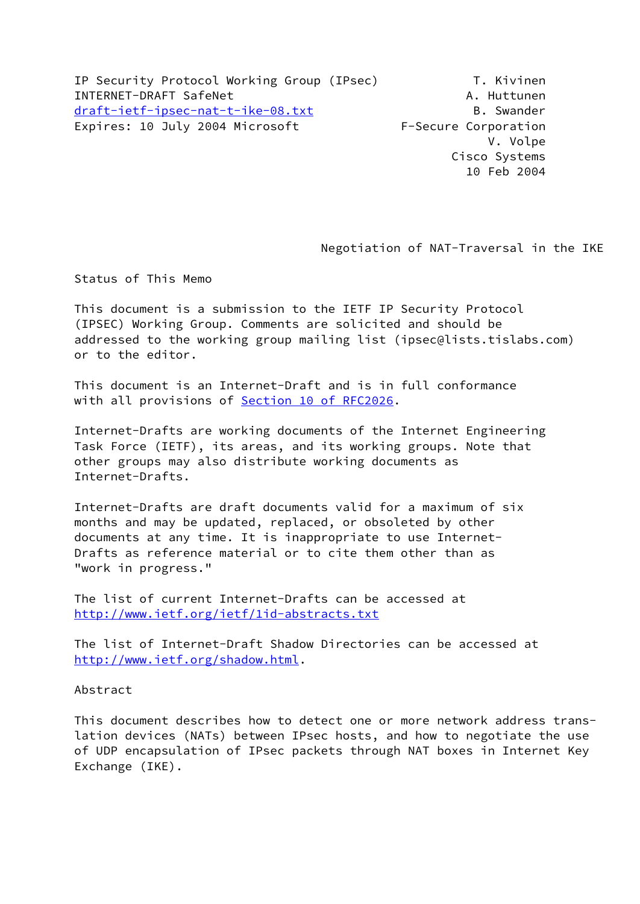IP Security Protocol Working Group (IPsec) T. Kivinen
INTERNET-DRAFT SafeNet A. Huttunen
[draft-ietf-ipsec-nat-t-ike-08.txt](http://draft-ietf-ipsec-nat-t-ike-08.txt) B. Swander
Expires: 10 July 2004 Microsoft F-Secure Corporation
V. Volpe
Cisco Systems
10 Feb 2004

# Negotiation of NAT-Traversal in the IKE

## Status of This Memo

This document is a submission to the IETF IP Security Protocol (IPSEC) Working Group. Comments are solicited and should be addressed to the working group mailing list (ipsec@lists.tislabs.com) or to the editor.

This document is an Internet-Draft and is in full conformance with all provisions of [Section 10 of RFC2026](#).

Internet-Drafts are working documents of the Internet Engineering Task Force (IETF), its areas, and its working groups. Note that other groups may also distribute working documents as Internet-Drafts.

Internet-Drafts are draft documents valid for a maximum of six months and may be updated, replaced, or obsoleted by other documents at any time. It is inappropriate to use Internet-Drafts as reference material or to cite them other than as "work in progress."

The list of current Internet-Drafts can be accessed at [http://www.ietf.org/ietf/1id-abstracts.txt](http://www.ietf.org/ietf/1id-abstracts.txt)

The list of Internet-Draft Shadow Directories can be accessed at [http://www.ietf.org/shadow.html](http://www.ietf.org/shadow.html).

## Abstract

This document describes how to detect one or more network address translation devices (NATs) between IPsec hosts, and how to negotiate the use of UDP encapsulation of IPsec packets through NAT boxes in Internet Key Exchange (IKE).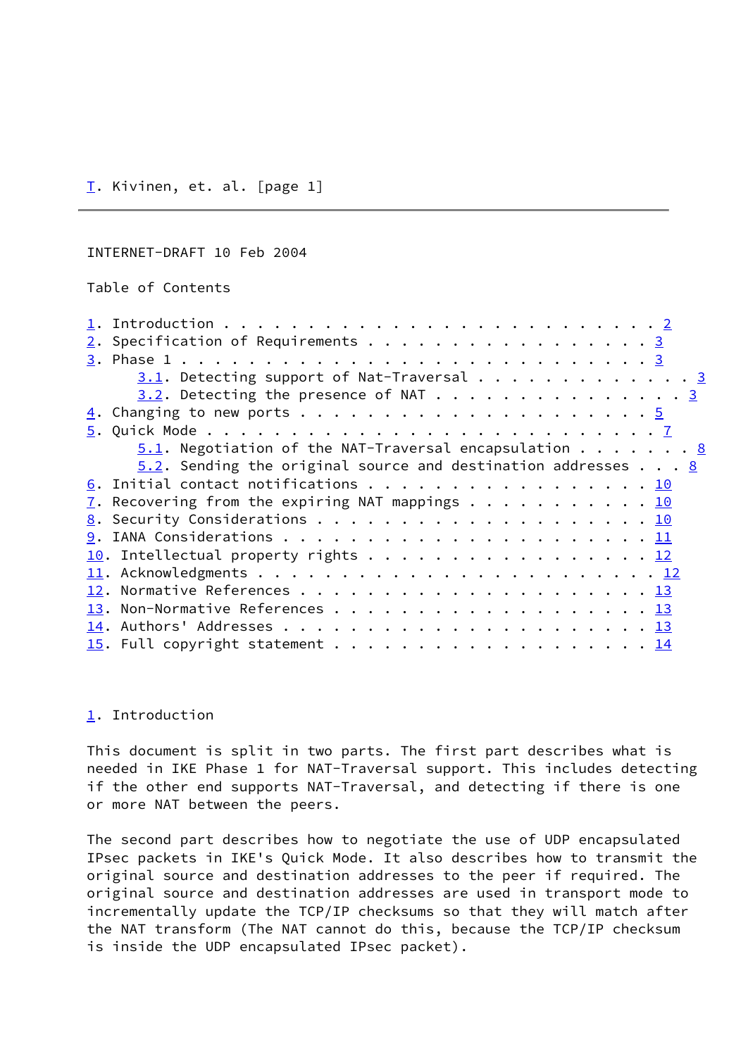## Table of Contents

1. Introduction . . . . . . . . . . . . . . . . . . . . . . . . . 2
2. Specification of Requirements . . . . . . . . . . . . . . . . . 3
3. Phase 1 . . . . . . . . . . . . . . . . . . . . . . . . . . . . 3
    3.1. Detecting support of Nat-Traversal . . . . . . . . . . . . . 3
    3.2. Detecting the presence of NAT . . . . . . . . . . . . . . . 3
4. Changing to new ports . . . . . . . . . . . . . . . . . . . . . 5
5. Quick Mode . . . . . . . . . . . . . . . . . . . . . . . . . . 7
    5.1. Negotiation of the NAT-Traversal encapsulation . . . . . . . 8
    5.2. Sending the original source and destination addresses . . . 8
6. Initial contact notifications . . . . . . . . . . . . . . . . . 10
7. Recovering from the expiring NAT mappings . . . . . . . . . . . 10
8. Security Considerations . . . . . . . . . . . . . . . . . . . . 10
9. IANA Considerations . . . . . . . . . . . . . . . . . . . . . . 11
10. Intellectual property rights . . . . . . . . . . . . . . . . . 12
11. Acknowledgments . . . . . . . . . . . . . . . . . . . . . . . . 12
12. Normative References . . . . . . . . . . . . . . . . . . . . . 13
13. Non-Normative References . . . . . . . . . . . . . . . . . . . 13
14. Authors' Addresses . . . . . . . . . . . . . . . . . . . . . . 13
15. Full copyright statement . . . . . . . . . . . . . . . . . . . 14

## 1. Introduction

This document is split in two parts. The first part describes what is needed in IKE Phase 1 for NAT-Traversal support. This includes detecting if the other end supports NAT-Traversal, and detecting if there is one or more NAT between the peers.

The second part describes how to negotiate the use of UDP encapsulated IPsec packets in IKE's Quick Mode. It also describes how to transmit the original source and destination addresses to the peer if required. The original source and destination addresses are used in transport mode to incrementally update the TCP/IP checksums so that they will match after the NAT transform (The NAT cannot do this, because the TCP/IP checksum is inside the UDP encapsulated IPsec packet).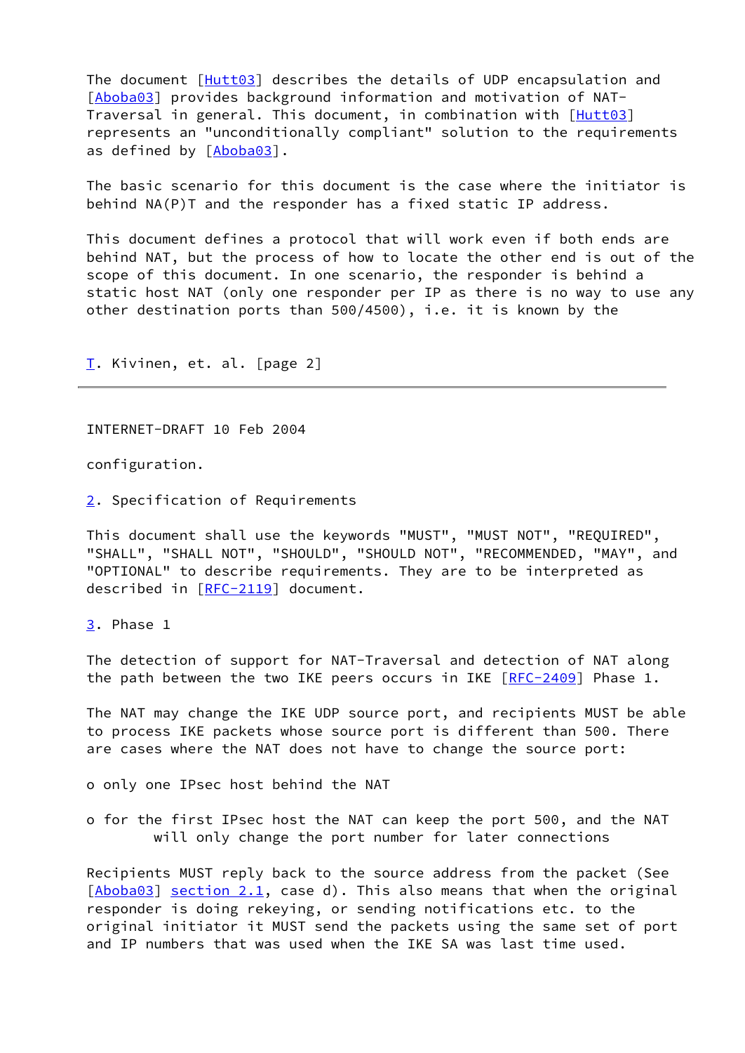The document [Hutt03] describes the details of UDP encapsulation and [Aboba03] provides background information and motivation of NAT-Traversal in general. This document, in combination with [Hutt03] represents an "unconditionally compliant" solution to the requirements as defined by [Aboba03].

The basic scenario for this document is the case where the initiator is behind NA(P)T and the responder has a fixed static IP address.

This document defines a protocol that will work even if both ends are behind NAT, but the process of how to locate the other end is out of the scope of this document. In one scenario, the responder is behind a static host NAT (only one responder per IP as there is no way to use any other destination ports than 500/4500), i.e. it is known by the configuration.

## 2. Specification of Requirements

This document shall use the keywords "MUST", "MUST NOT", "REQUIRED", "SHALL", "SHALL NOT", "SHOULD", "SHOULD NOT", "RECOMMENDED, "MAY", and "OPTIONAL" to describe requirements. They are to be interpreted as described in [RFC-2119] document.

## 3. Phase 1

The detection of support for NAT-Traversal and detection of NAT along the path between the two IKE peers occurs in IKE [RFC-2409] Phase 1.

The NAT may change the IKE UDP source port, and recipients MUST be able to process IKE packets whose source port is different than 500. There are cases where the NAT does not have to change the source port:

- only one IPsec host behind the NAT
- for the first IPsec host the NAT can keep the port 500, and the NAT will only change the port number for later connections

Recipients MUST reply back to the source address from the packet (See [Aboba03] section 2.1, case d). This also means that when the original responder is doing rekeying, or sending notifications etc. to the original initiator it MUST send the packets using the same set of port and IP numbers that was used when the IKE SA was last time used.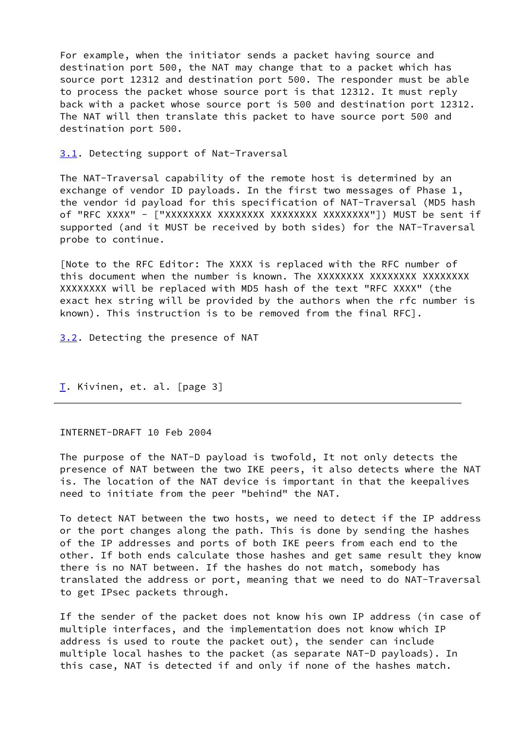For example, when the initiator sends a packet having source and destination port 500, the NAT may change that to a packet which has source port 12312 and destination port 500. The responder must be able to process the packet whose source port is that 12312. It must reply back with a packet whose source port is 500 and destination port 12312. The NAT will then translate this packet to have source port 500 and destination port 500.

## 3.1. Detecting support of Nat-Traversal

The NAT-Traversal capability of the remote host is determined by an exchange of vendor ID payloads. In the first two messages of Phase 1, the vendor id payload for this specification of NAT-Traversal (MD5 hash of "RFC XXXX" - ["XXXXXXXX XXXXXXXX XXXXXXXX XXXXXXXX"]) MUST be sent if supported (and it MUST be received by both sides) for the NAT-Traversal probe to continue.

[Note to the RFC Editor: The XXXX is replaced with the RFC number of this document when the number is known. The XXXXXXXX XXXXXXXX XXXXXXXX XXXXXXXX will be replaced with MD5 hash of the text "RFC XXXX" (the exact hex string will be provided by the authors when the rfc number is known). This instruction is to be removed from the final RFC].

## 3.2. Detecting the presence of NAT

The purpose of the NAT-D payload is twofold, It not only detects the presence of NAT between the two IKE peers, it also detects where the NAT is. The location of the NAT device is important in that the keepalives need to initiate from the peer "behind" the NAT.

To detect NAT between the two hosts, we need to detect if the IP address or the port changes along the path. This is done by sending the hashes of the IP addresses and ports of both IKE peers from each end to the other. If both ends calculate those hashes and get same result they know there is no NAT between. If the hashes do not match, somebody has translated the address or port, meaning that we need to do NAT-Traversal to get IPsec packets through.

If the sender of the packet does not know his own IP address (in case of multiple interfaces, and the implementation does not know which IP address is used to route the packet out), the sender can include multiple local hashes to the packet (as separate NAT-D payloads). In this case, NAT is detected if and only if none of the hashes match.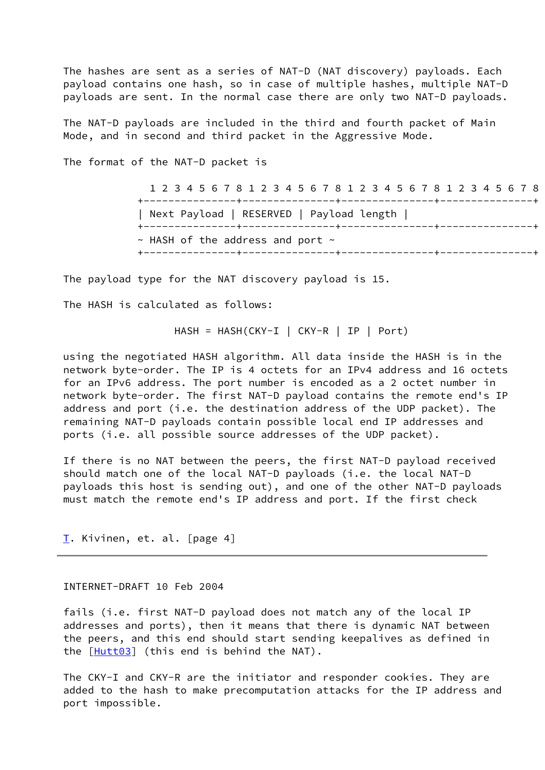The hashes are sent as a series of NAT-D (NAT discovery) payloads. Each payload contains one hash, so in case of multiple hashes, multiple NAT-D payloads are sent. In the normal case there are only two NAT-D payloads.

The NAT-D payloads are included in the third and fourth packet of Main Mode, and in second and third packet in the Aggressive Mode.

The format of the NAT-D packet is

```
  1 2 3 4 5 6 7 8 1 2 3 4 5 6 7 8 1 2 3 4 5 6 7 8 1 2 3 4 5 6 7 8
+---------------+---------------+---------------+---------------+
| Next Payload | RESERVED | Payload length |
+---------------+---------------+---------------+---------------+
~ HASH of the address and port ~
+---------------+---------------+---------------+---------------+
```

The payload type for the NAT discovery payload is 15.

The HASH is calculated as follows:

```
HASH = HASH(CKY-I | CKY-R | IP | Port)
```

using the negotiated HASH algorithm. All data inside the HASH is in the network byte-order. The IP is 4 octets for an IPv4 address and 16 octets for an IPv6 address. The port number is encoded as a 2 octet number in network byte-order. The first NAT-D payload contains the remote end's IP address and port (i.e. the destination address of the UDP packet). The remaining NAT-D payloads contain possible local end IP addresses and ports (i.e. all possible source addresses of the UDP packet).

If there is no NAT between the peers, the first NAT-D payload received should match one of the local NAT-D payloads (i.e. the local NAT-D payloads this host is sending out), and one of the other NAT-D payloads must match the remote end's IP address and port. If the first check fails (i.e. first NAT-D payload does not match any of the local IP addresses and ports), then it means that there is dynamic NAT between the peers, and this end should start sending keepalives as defined in the [Hutt03] (this end is behind the NAT).

The CKY-I and CKY-R are the initiator and responder cookies. They are added to the hash to make precomputation attacks for the IP address and port impossible.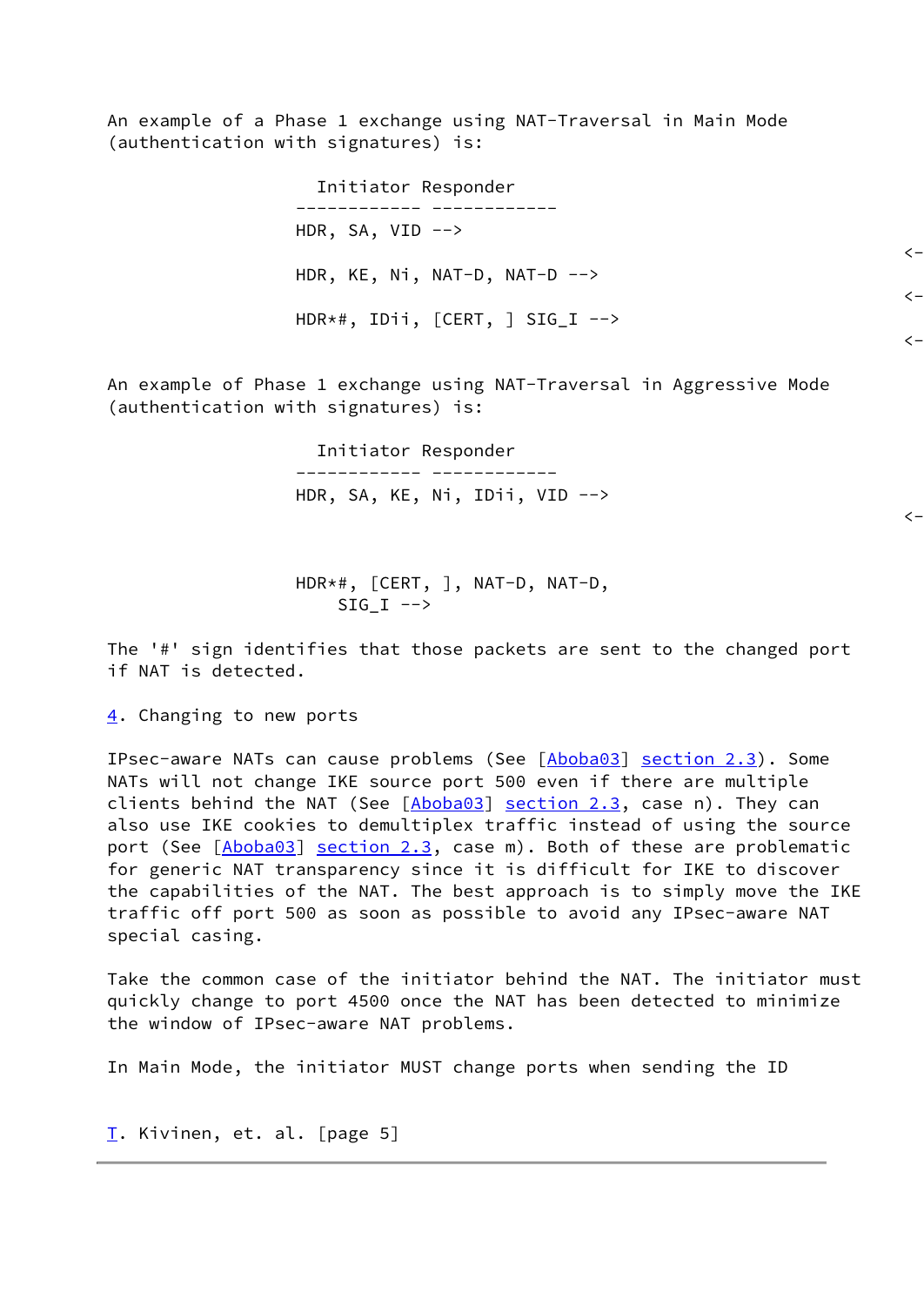An example of a Phase 1 exchange using NAT-Traversal in Main Mode (authentication with signatures) is:

```
                  Initiator Responder
                ------------ ------------
                HDR, SA, VID -->
                                                                   <-
                HDR, KE, Ni, NAT-D, NAT-D -->
                                                                   <-
                HDR*#, IDii, [CERT, ] SIG_I -->
                                                                   <-
```

An example of Phase 1 exchange using NAT-Traversal in Aggressive Mode (authentication with signatures) is:

```
                  Initiator Responder
                ------------ ------------
                HDR, SA, KE, Ni, IDii, VID -->
                                                                   <-


                HDR*#, [CERT, ], NAT-D, NAT-D,
                    SIG_I -->
```

The '#' sign identifies that those packets are sent to the changed port if NAT is detected.

## 4. Changing to new ports

IPsec-aware NATs can cause problems (See [Aboba03] section 2.3). Some NATs will not change IKE source port 500 even if there are multiple clients behind the NAT (See [Aboba03] section 2.3, case n). They can also use IKE cookies to demultiplex traffic instead of using the source port (See [Aboba03] section 2.3, case m). Both of these are problematic for generic NAT transparency since it is difficult for IKE to discover the capabilities of the NAT. The best approach is to simply move the IKE traffic off port 500 as soon as possible to avoid any IPsec-aware NAT special casing.

Take the common case of the initiator behind the NAT. The initiator must quickly change to port 4500 once the NAT has been detected to minimize the window of IPsec-aware NAT problems.

In Main Mode, the initiator MUST change ports when sending the ID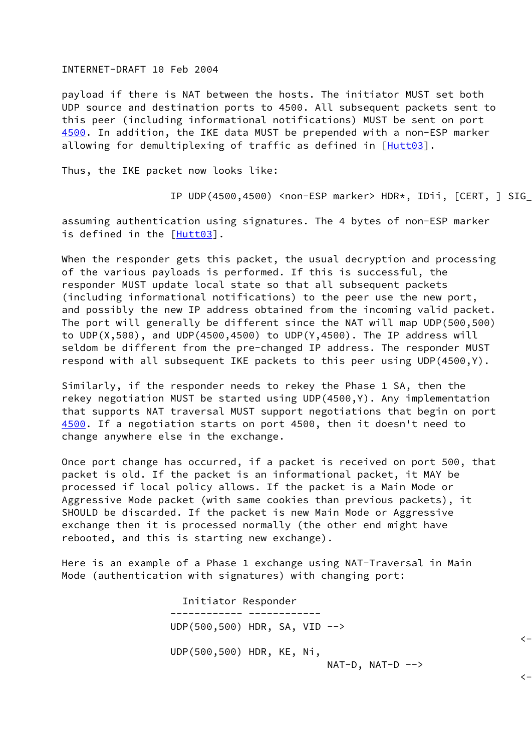payload if there is NAT between the hosts. The initiator MUST set both UDP source and destination ports to 4500. All subsequent packets sent to this peer (including informational notifications) MUST be sent on port 4500. In addition, the IKE data MUST be prepended with a non-ESP marker allowing for demultiplexing of traffic as defined in [Hutt03].

Thus, the IKE packet now looks like:

```
                  IP UDP(4500,4500) <non-ESP marker> HDR*, IDii, [CERT, ] SIG_
```

assuming authentication using signatures. The 4 bytes of non-ESP marker is defined in the [Hutt03].

When the responder gets this packet, the usual decryption and processing of the various payloads is performed. If this is successful, the responder MUST update local state so that all subsequent packets (including informational notifications) to the peer use the new port, and possibly the new IP address obtained from the incoming valid packet. The port will generally be different since the NAT will map UDP(500,500) to UDP(X,500), and UDP(4500,4500) to UDP(Y,4500). The IP address will seldom be different from the pre-changed IP address. The responder MUST respond with all subsequent IKE packets to this peer using UDP(4500,Y).

Similarly, if the responder needs to rekey the Phase 1 SA, then the rekey negotiation MUST be started using UDP(4500,Y). Any implementation that supports NAT traversal MUST support negotiations that begin on port 4500. If a negotiation starts on port 4500, then it doesn't need to change anywhere else in the exchange.

Once port change has occurred, if a packet is received on port 500, that packet is old. If the packet is an informational packet, it MAY be processed if local policy allows. If the packet is a Main Mode or Aggressive Mode packet (with same cookies than previous packets), it SHOULD be discarded. If the packet is new Main Mode or Aggressive exchange then it is processed normally (the other end might have rebooted, and this is starting new exchange).

Here is an example of a Phase 1 exchange using NAT-Traversal in Main Mode (authentication with signatures) with changing port:

```
                    Initiator Responder
                  ------------ ------------
                  UDP(500,500) HDR, SA, VID -->
                                                                           <-
                  UDP(500,500) HDR, KE, Ni,
                                          NAT-D, NAT-D -->
                                                                           <-
```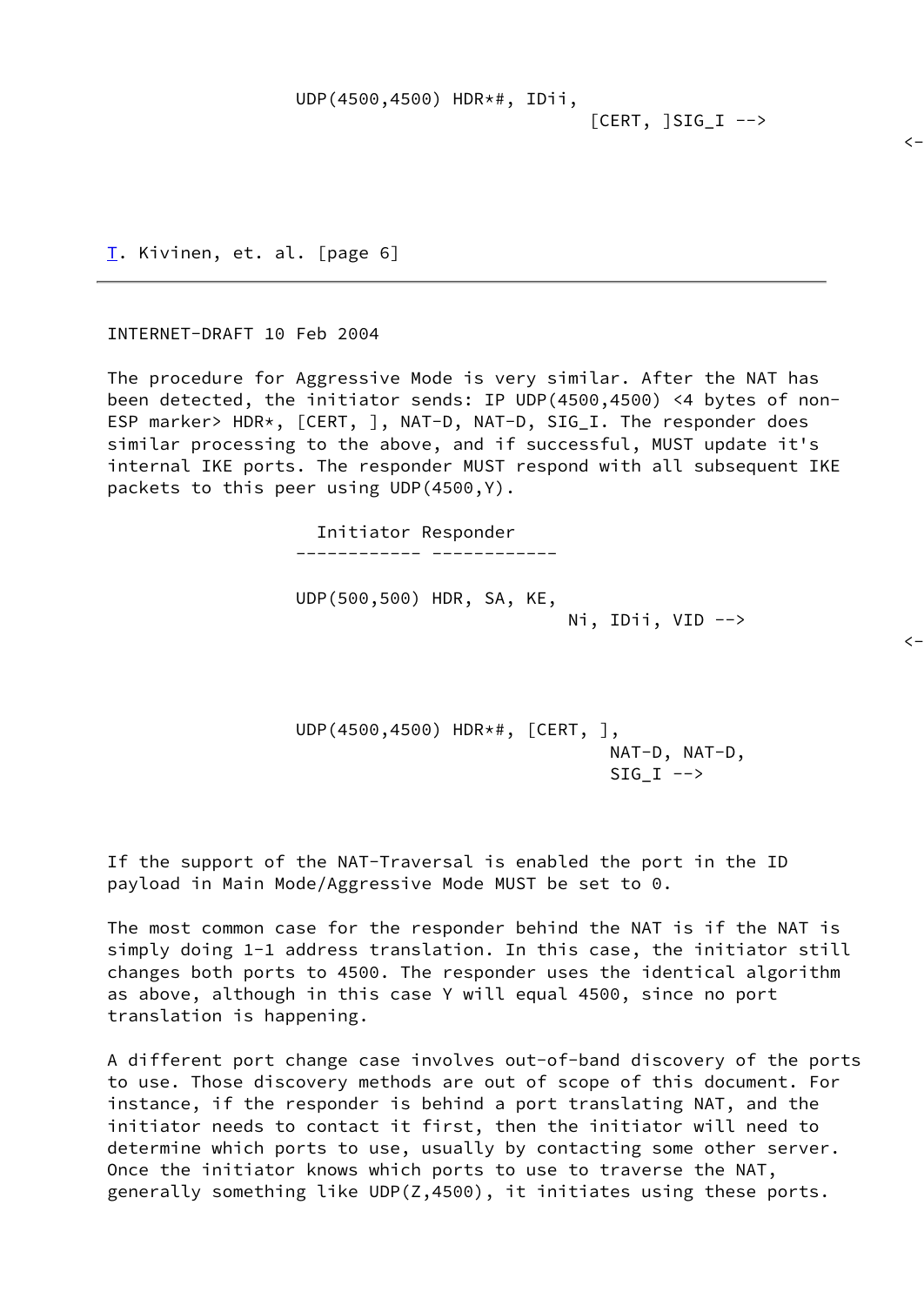```
                 UDP(4500,4500) HDR*#, IDii,
                                            [CERT, ]SIG_I -->
                                                                                <-
```

The procedure for Aggressive Mode is very similar. After the NAT has been detected, the initiator sends: IP UDP(4500,4500) <4 bytes of non-ESP marker> HDR*, [CERT, ], NAT-D, NAT-D, SIG_I. The responder does similar processing to the above, and if successful, MUST update it's internal IKE ports. The responder MUST respond with all subsequent IKE packets to this peer using UDP(4500,Y).

```
                   Initiator Responder
                 ------------ ------------

                 UDP(500,500) HDR, SA, KE,
                                         Ni, IDii, VID -->
                                                                                <-



                 UDP(4500,4500) HDR*#, [CERT, ],
                                            NAT-D, NAT-D,
                                            SIG_I -->
```

If the support of the NAT-Traversal is enabled the port in the ID payload in Main Mode/Aggressive Mode MUST be set to 0.

The most common case for the responder behind the NAT is if the NAT is simply doing 1-1 address translation. In this case, the initiator still changes both ports to 4500. The responder uses the identical algorithm as above, although in this case Y will equal 4500, since no port translation is happening.

A different port change case involves out-of-band discovery of the ports to use. Those discovery methods are out of scope of this document. For instance, if the responder is behind a port translating NAT, and the initiator needs to contact it first, then the initiator will need to determine which ports to use, usually by contacting some other server. Once the initiator knows which ports to use to traverse the NAT, generally something like UDP(Z,4500), it initiates using these ports.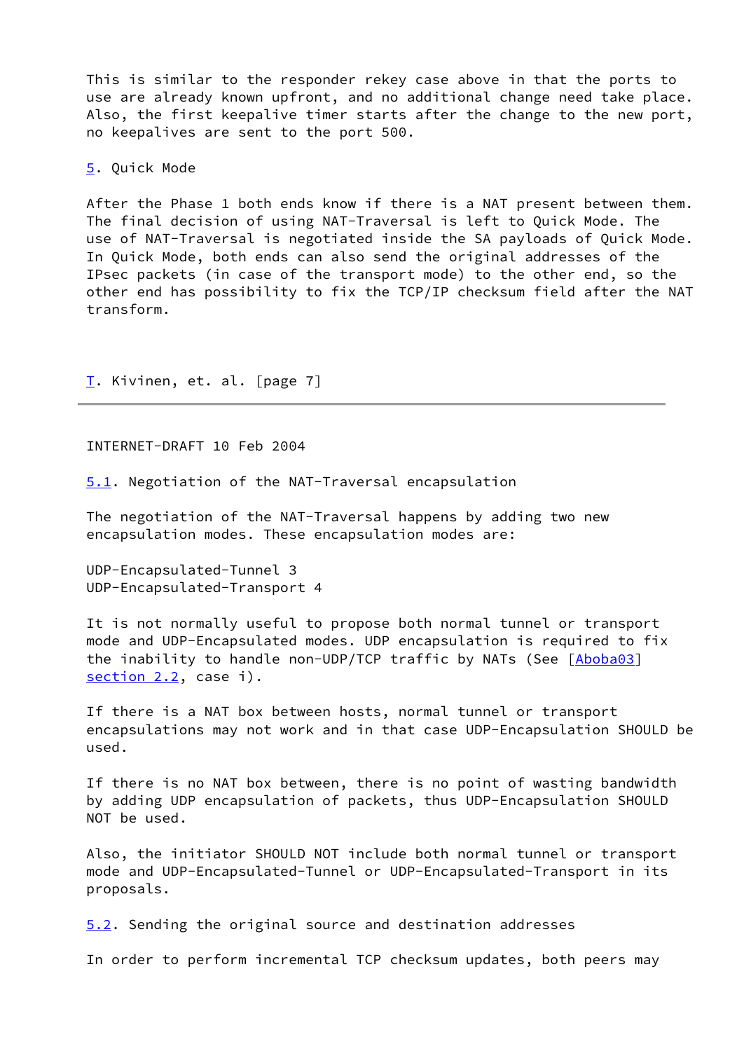This is similar to the responder rekey case above in that the ports to use are already known upfront, and no additional change need take place. Also, the first keepalive timer starts after the change to the new port, no keepalives are sent to the port 500.

## 5. Quick Mode

After the Phase 1 both ends know if there is a NAT present between them. The final decision of using NAT-Traversal is left to Quick Mode. The use of NAT-Traversal is negotiated inside the SA payloads of Quick Mode. In Quick Mode, both ends can also send the original addresses of the IPsec packets (in case of the transport mode) to the other end, so the other end has possibility to fix the TCP/IP checksum field after the NAT transform.

### 5.1. Negotiation of the NAT-Traversal encapsulation

The negotiation of the NAT-Traversal happens by adding two new encapsulation modes. These encapsulation modes are:

```
UDP-Encapsulated-Tunnel 3
UDP-Encapsulated-Transport 4
```

It is not normally useful to propose both normal tunnel or transport mode and UDP-Encapsulated modes. UDP encapsulation is required to fix the inability to handle non-UDP/TCP traffic by NATs (See [Aboba03] section 2.2, case i).

If there is a NAT box between hosts, normal tunnel or transport encapsulations may not work and in that case UDP-Encapsulation SHOULD be used.

If there is no NAT box between, there is no point of wasting bandwidth by adding UDP encapsulation of packets, thus UDP-Encapsulation SHOULD NOT be used.

Also, the initiator SHOULD NOT include both normal tunnel or transport mode and UDP-Encapsulated-Tunnel or UDP-Encapsulated-Transport in its proposals.

### 5.2. Sending the original source and destination addresses

In order to perform incremental TCP checksum updates, both peers may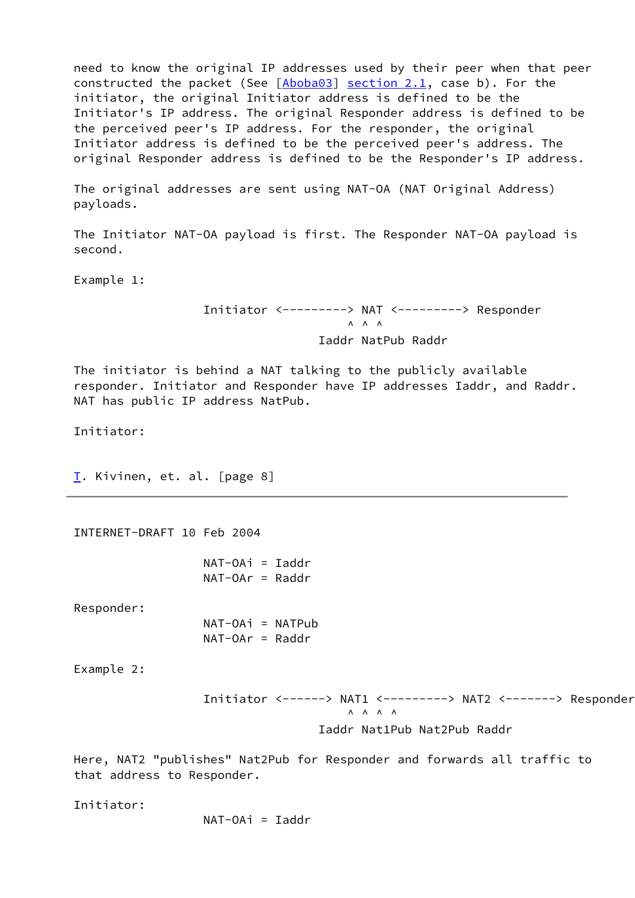need to know the original IP addresses used by their peer when that peer constructed the packet (See [Aboba03] section 2.1, case b). For the initiator, the original Initiator address is defined to be the Initiator's IP address. The original Responder address is defined to be the perceived peer's IP address. For the responder, the original Initiator address is defined to be the perceived peer's address. The original Responder address is defined to be the Responder's IP address.

The original addresses are sent using NAT-OA (NAT Original Address) payloads.

The Initiator NAT-OA payload is first. The Responder NAT-OA payload is second.

Example 1:

```
                  Initiator <---------> NAT <---------> Responder
                                       ^ ^ ^
                                   Iaddr NatPub Raddr
```

The initiator is behind a NAT talking to the publicly available responder. Initiator and Responder have IP addresses Iaddr, and Raddr. NAT has public IP address NatPub.

Initiator:

```
                  NAT-OAi = Iaddr
                  NAT-OAr = Raddr
```

Responder:

```
                  NAT-OAi = NATPub
                  NAT-OAr = Raddr
```

Example 2:

```
                  Initiator <------> NAT1 <---------> NAT2 <-------> Responder
                                       ^ ^ ^ ^
                                   Iaddr Nat1Pub Nat2Pub Raddr
```

Here, NAT2 "publishes" Nat2Pub for Responder and forwards all traffic to that address to Responder.

Initiator:

```
                  NAT-OAi = Iaddr
```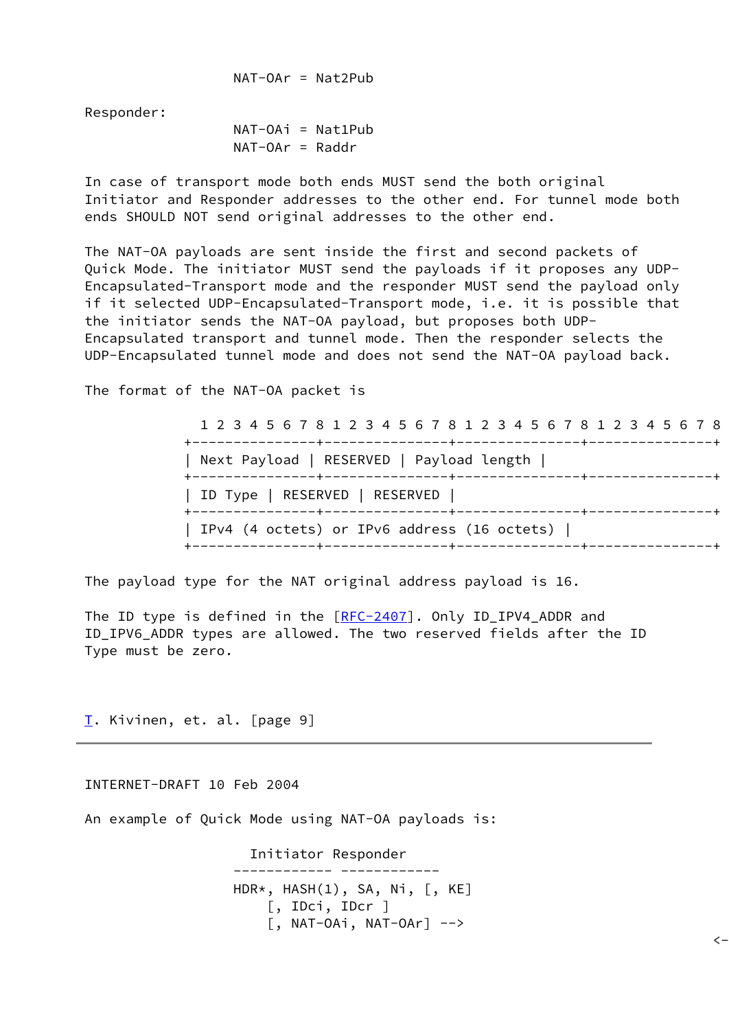```
                 NAT-OAr = Nat2Pub
```

Responder:

```
                 NAT-OAi = Nat1Pub
                 NAT-OAr = Raddr
```

In case of transport mode both ends MUST send the both original Initiator and Responder addresses to the other end. For tunnel mode both ends SHOULD NOT send original addresses to the other end.

The NAT-OA payloads are sent inside the first and second packets of Quick Mode. The initiator MUST send the payloads if it proposes any UDP-Encapsulated-Transport mode and the responder MUST send the payload only if it selected UDP-Encapsulated-Transport mode, i.e. it is possible that the initiator sends the NAT-OA payload, but proposes both UDP-Encapsulated transport and tunnel mode. Then the responder selects the UDP-Encapsulated tunnel mode and does not send the NAT-OA payload back.

The format of the NAT-OA packet is

```
  1 2 3 4 5 6 7 8 1 2 3 4 5 6 7 8 1 2 3 4 5 6 7 8 1 2 3 4 5 6 7 8
+---------------+---------------+---------------+---------------+
| Next Payload | RESERVED | Payload length |
+---------------+---------------+---------------+---------------+
| ID Type | RESERVED | RESERVED |
+---------------+---------------+---------------+---------------+
| IPv4 (4 octets) or IPv6 address (16 octets) |
+---------------+---------------+---------------+---------------+
```

The payload type for the NAT original address payload is 16.

The ID type is defined in the [RFC-2407]. Only ID_IPV4_ADDR and ID_IPV6_ADDR types are allowed. The two reserved fields after the ID Type must be zero.

An example of Quick Mode using NAT-OA payloads is:

```
                   Initiator Responder
                 ------------ ------------
                 HDR*, HASH(1), SA, Ni, [, KE]
                     [, IDci, IDcr ]
                     [, NAT-OAi, NAT-OAr] -->
                                                                   <--
```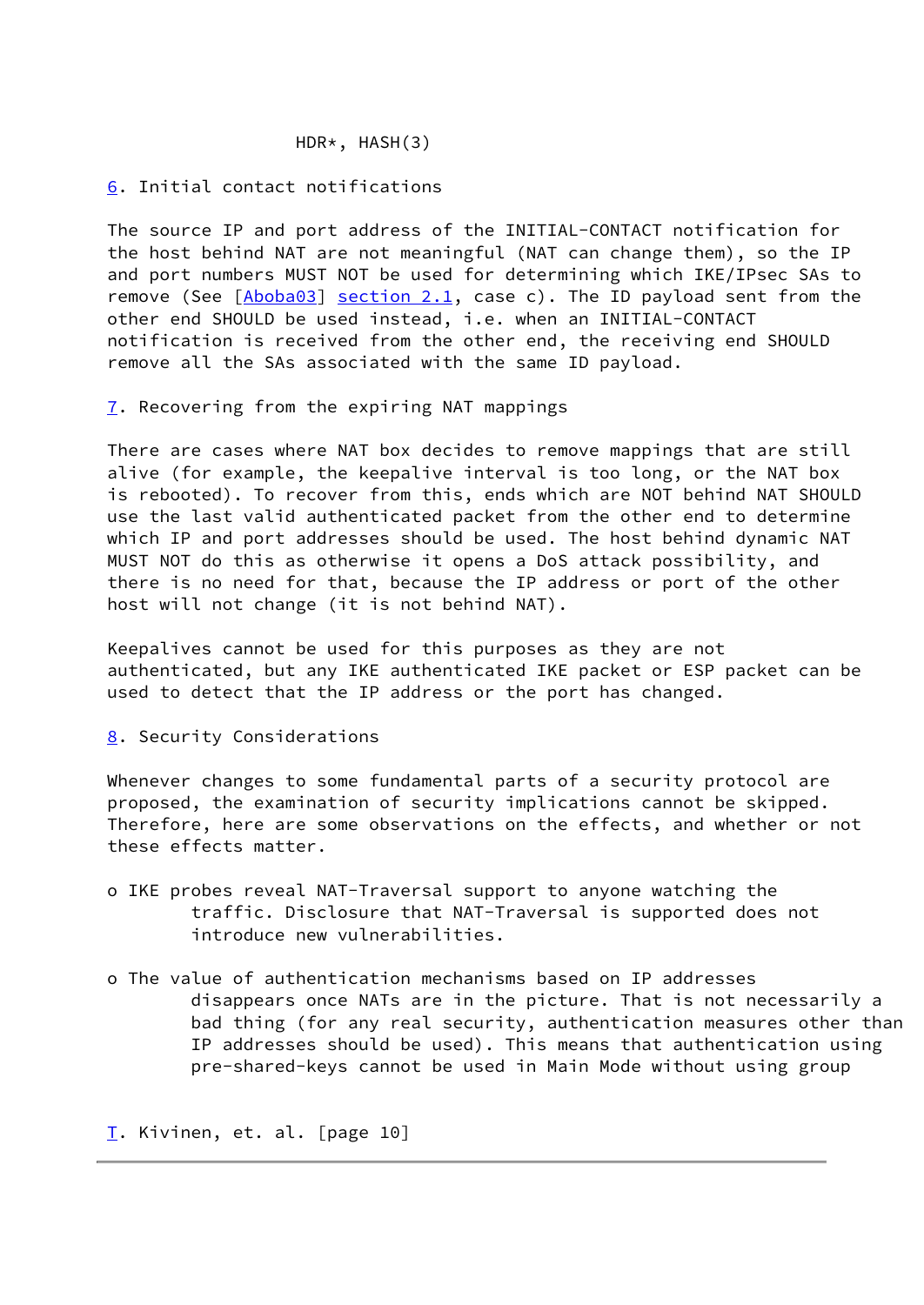```
                 HDR*, HASH(3)
```

## 6. Initial contact notifications

The source IP and port address of the INITIAL-CONTACT notification for the host behind NAT are not meaningful (NAT can change them), so the IP and port numbers MUST NOT be used for determining which IKE/IPsec SAs to remove (See [Aboba03] section 2.1, case c). The ID payload sent from the other end SHOULD be used instead, i.e. when an INITIAL-CONTACT notification is received from the other end, the receiving end SHOULD remove all the SAs associated with the same ID payload.

## 7. Recovering from the expiring NAT mappings

There are cases where NAT box decides to remove mappings that are still alive (for example, the keepalive interval is too long, or the NAT box is rebooted). To recover from this, ends which are NOT behind NAT SHOULD use the last valid authenticated packet from the other end to determine which IP and port addresses should be used. The host behind dynamic NAT MUST NOT do this as otherwise it opens a DoS attack possibility, and there is no need for that, because the IP address or port of the other host will not change (it is not behind NAT).

Keepalives cannot be used for this purposes as they are not authenticated, but any IKE authenticated IKE packet or ESP packet can be used to detect that the IP address or the port has changed.

## 8. Security Considerations

Whenever changes to some fundamental parts of a security protocol are proposed, the examination of security implications cannot be skipped. Therefore, here are some observations on the effects, and whether or not these effects matter.

- o IKE probes reveal NAT-Traversal support to anyone watching the traffic. Disclosure that NAT-Traversal is supported does not introduce new vulnerabilities.

- o The value of authentication mechanisms based on IP addresses disappears once NATs are in the picture. That is not necessarily a bad thing (for any real security, authentication measures other than IP addresses should be used). This means that authentication using pre-shared-keys cannot be used in Main Mode without using group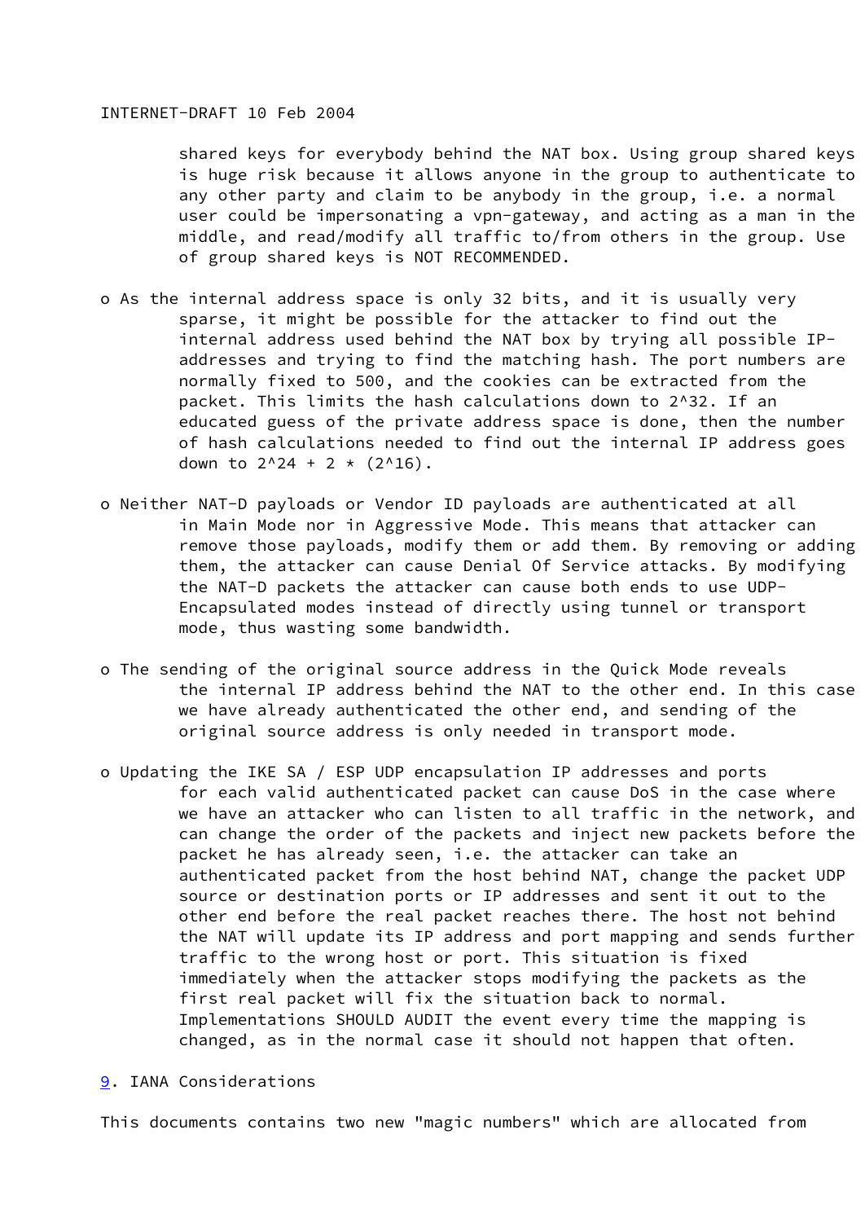shared keys for everybody behind the NAT box. Using group shared keys is huge risk because it allows anyone in the group to authenticate to any other party and claim to be anybody in the group, i.e. a normal user could be impersonating a vpn-gateway, and acting as a man in the middle, and read/modify all traffic to/from others in the group. Use of group shared keys is NOT RECOMMENDED.

- As the internal address space is only 32 bits, and it is usually very sparse, it might be possible for the attacker to find out the internal address used behind the NAT box by trying all possible IP-addresses and trying to find the matching hash. The port numbers are normally fixed to 500, and the cookies can be extracted from the packet. This limits the hash calculations down to $2^{32}$. If an educated guess of the private address space is done, then the number of hash calculations needed to find out the internal IP address goes down to $2^{24} + 2 * (2^{16})$.

- Neither NAT-D payloads or Vendor ID payloads are authenticated at all in Main Mode nor in Aggressive Mode. This means that attacker can remove those payloads, modify them or add them. By removing or adding them, the attacker can cause Denial Of Service attacks. By modifying the NAT-D packets the attacker can cause both ends to use UDP-Encapsulated modes instead of directly using tunnel or transport mode, thus wasting some bandwidth.

- The sending of the original source address in the Quick Mode reveals the internal IP address behind the NAT to the other end. In this case we have already authenticated the other end, and sending of the original source address is only needed in transport mode.

- Updating the IKE SA / ESP UDP encapsulation IP addresses and ports for each valid authenticated packet can cause DoS in the case where we have an attacker who can listen to all traffic in the network, and can change the order of the packets and inject new packets before the packet he has already seen, i.e. the attacker can take an authenticated packet from the host behind NAT, change the packet UDP source or destination ports or IP addresses and sent it out to the other end before the real packet reaches there. The host not behind the NAT will update its IP address and port mapping and sends further traffic to the wrong host or port. This situation is fixed immediately when the attacker stops modifying the packets as the first real packet will fix the situation back to normal. Implementations SHOULD AUDIT the event every time the mapping is changed, as in the normal case it should not happen that often.

## 9. IANA Considerations

This documents contains two new "magic numbers" which are allocated from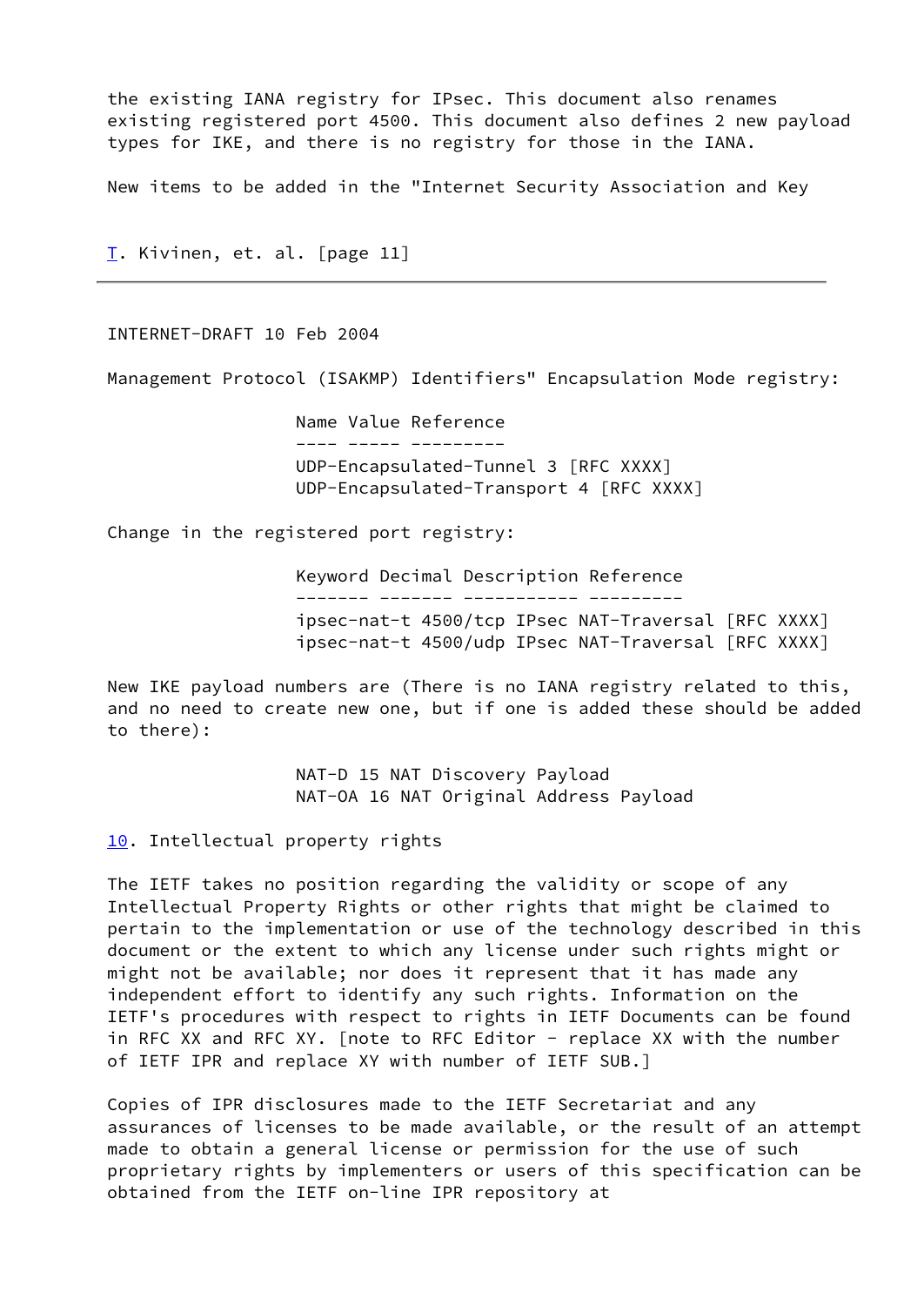the existing IANA registry for IPsec. This document also renames existing registered port 4500. This document also defines 2 new payload types for IKE, and there is no registry for those in the IANA.

New items to be added in the "Internet Security Association and Key Management Protocol (ISAKMP) Identifiers" Encapsulation Mode registry:

| Name | Value | Reference |
| --- | --- | --- |
| UDP-Encapsulated-Tunnel | 3 | [RFC XXXX] |
| UDP-Encapsulated-Transport | 4 | [RFC XXXX] |

Change in the registered port registry:

| Keyword | Decimal | Description | Reference |
| --- | --- | --- | --- |
| ipsec-nat-t | 4500/tcp | IPsec NAT-Traversal | [RFC XXXX] |
| ipsec-nat-t | 4500/udp | IPsec NAT-Traversal | [RFC XXXX] |

New IKE payload numbers are (There is no IANA registry related to this, and no need to create new one, but if one is added these should be added to there):

| | | |
| --- | --- | --- |
| NAT-D | 15 | NAT Discovery Payload |
| NAT-OA | 16 | NAT Original Address Payload |

## 10. Intellectual property rights

The IETF takes no position regarding the validity or scope of any Intellectual Property Rights or other rights that might be claimed to pertain to the implementation or use of the technology described in this document or the extent to which any license under such rights might or might not be available; nor does it represent that it has made any independent effort to identify any such rights. Information on the IETF's procedures with respect to rights in IETF Documents can be found in RFC XX and RFC XY. [note to RFC Editor - replace XX with the number of IETF IPR and replace XY with number of IETF SUB.]

Copies of IPR disclosures made to the IETF Secretariat and any assurances of licenses to be made available, or the result of an attempt made to obtain a general license or permission for the use of such proprietary rights by implementers or users of this specification can be obtained from the IETF on-line IPR repository at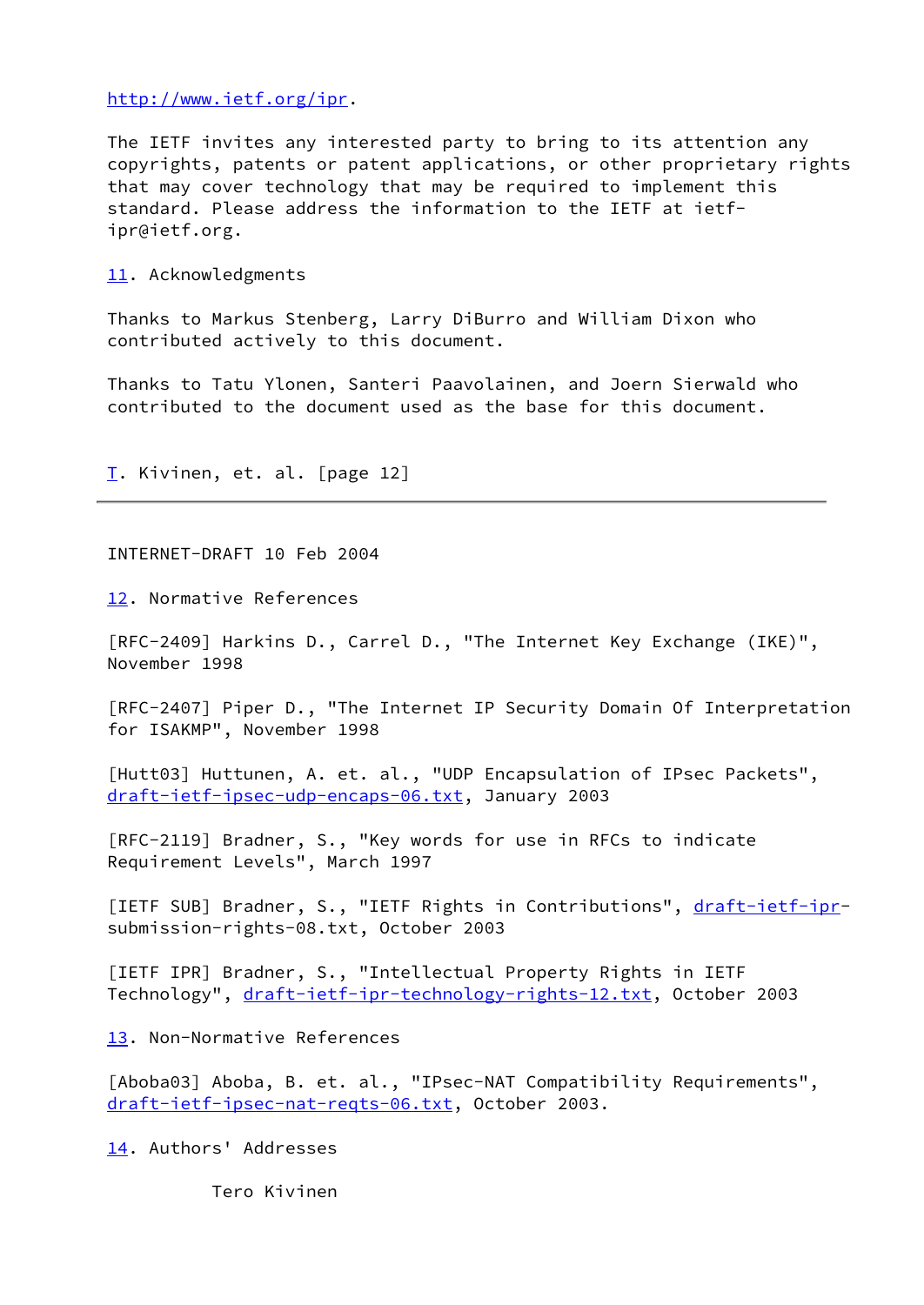http://www.ietf.org/ipr.

The IETF invites any interested party to bring to its attention any copyrights, patents or patent applications, or other proprietary rights that may cover technology that may be required to implement this standard. Please address the information to the IETF at ietf-ipr@ietf.org.

## 11. Acknowledgments

Thanks to Markus Stenberg, Larry DiBurro and William Dixon who contributed actively to this document.

Thanks to Tatu Ylonen, Santeri Paavolainen, and Joern Sierwald who contributed to the document used as the base for this document.

## 12. Normative References

[RFC-2409] Harkins D., Carrel D., "The Internet Key Exchange (IKE)", November 1998

[RFC-2407] Piper D., "The Internet IP Security Domain Of Interpretation for ISAKMP", November 1998

[Hutt03] Huttunen, A. et. al., "UDP Encapsulation of IPsec Packets", draft-ietf-ipsec-udp-encaps-06.txt, January 2003

[RFC-2119] Bradner, S., "Key words for use in RFCs to indicate Requirement Levels", March 1997

[IETF SUB] Bradner, S., "IETF Rights in Contributions", draft-ietf-ipr-submission-rights-08.txt, October 2003

[IETF IPR] Bradner, S., "Intellectual Property Rights in IETF Technology", draft-ietf-ipr-technology-rights-12.txt, October 2003

## 13. Non-Normative References

[Aboba03] Aboba, B. et. al., "IPsec-NAT Compatibility Requirements", draft-ietf-ipsec-nat-reqts-06.txt, October 2003.

## 14. Authors' Addresses

Tero Kivinen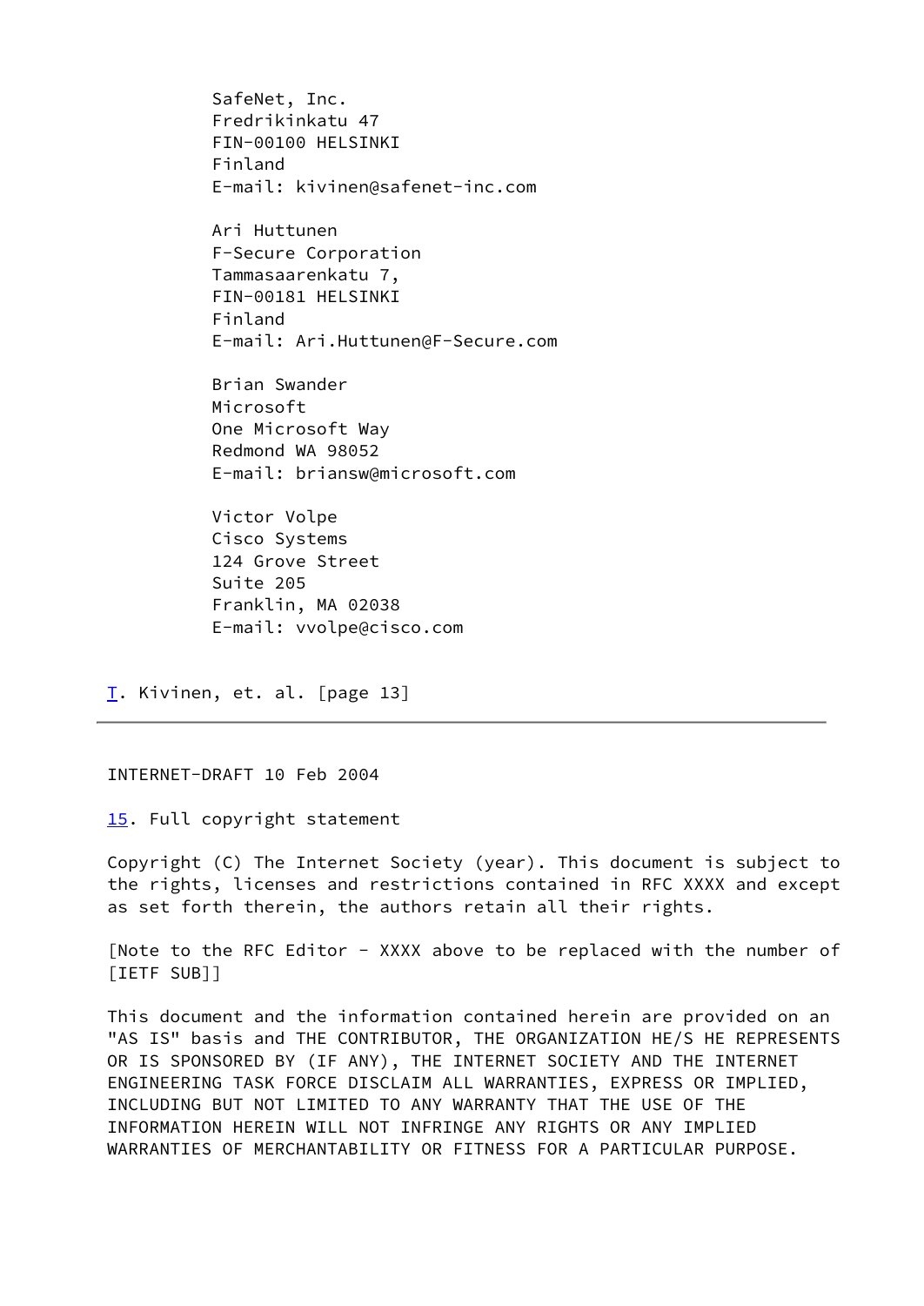SafeNet, Inc.
Fredrikinkatu 47
FIN-00100 HELSINKI
Finland
E-mail: kivinen@safenet-inc.com

Ari Huttunen
F-Secure Corporation
Tammasaarenkatu 7,
FIN-00181 HELSINKI
Finland
E-mail: Ari.Huttunen@F-Secure.com

Brian Swander
Microsoft
One Microsoft Way
Redmond WA 98052
E-mail: briansw@microsoft.com

Victor Volpe
Cisco Systems
124 Grove Street
Suite 205
Franklin, MA 02038
E-mail: vvolpe@cisco.com

## 15. Full copyright statement

Copyright (C) The Internet Society (year). This document is subject to the rights, licenses and restrictions contained in RFC XXXX and except as set forth therein, the authors retain all their rights.

[Note to the RFC Editor - XXXX above to be replaced with the number of [IETF SUB]]

This document and the information contained herein are provided on an "AS IS" basis and THE CONTRIBUTOR, THE ORGANIZATION HE/S HE REPRESENTS OR IS SPONSORED BY (IF ANY), THE INTERNET SOCIETY AND THE INTERNET ENGINEERING TASK FORCE DISCLAIM ALL WARRANTIES, EXPRESS OR IMPLIED, INCLUDING BUT NOT LIMITED TO ANY WARRANTY THAT THE USE OF THE INFORMATION HEREIN WILL NOT INFRINGE ANY RIGHTS OR ANY IMPLIED WARRANTIES OF MERCHANTABILITY OR FITNESS FOR A PARTICULAR PURPOSE.